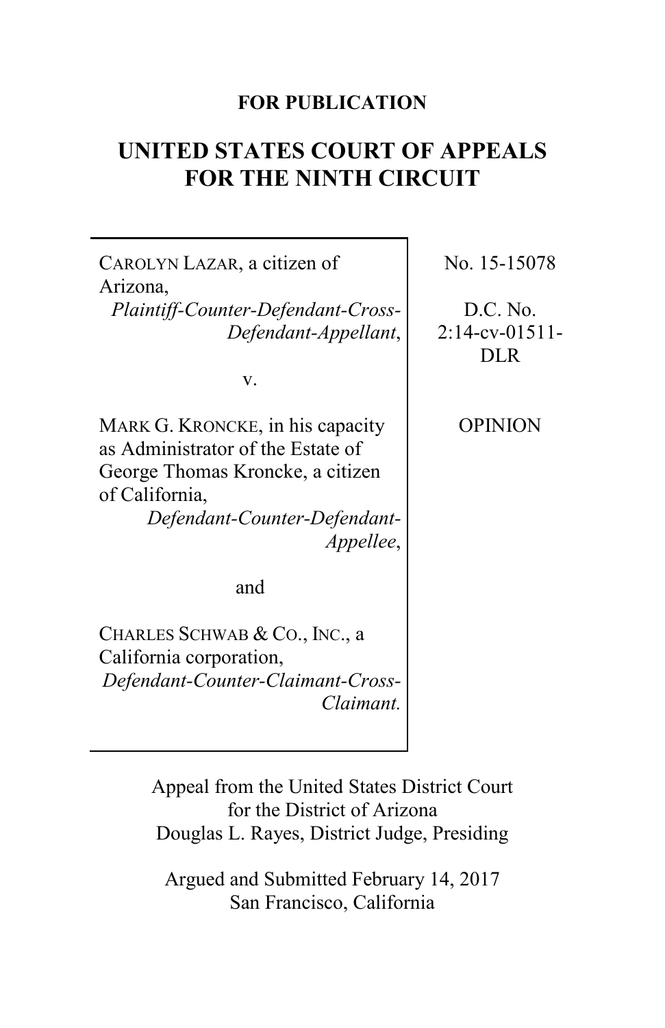**FOR PUBLICATION**

# UNITED STATES COURT OF APPEALS FOR THE NINTH CIRCUIT

| | |
|---|---|
| CAROLYN LAZAR, a citizen of Arizona, *Plaintiff-Counter-Defendant-Cross-Defendant-Appellant*, | No. 15-15078 |
| v. | D.C. No. 2:14-cv-01511-DLR |
| MARK G. KRONCKE, in his capacity as Administrator of the Estate of George Thomas Kroncke, a citizen of California, *Defendant-Counter-Defendant-Appellee*, | OPINION |
| and | |
| CHARLES SCHWAB & CO., INC., a California corporation, *Defendant-Counter-Claimant-Cross-Claimant.* | |

Appeal from the United States District Court
for the District of Arizona
Douglas L. Rayes, District Judge, Presiding

Argued and Submitted February 14, 2017
San Francisco, California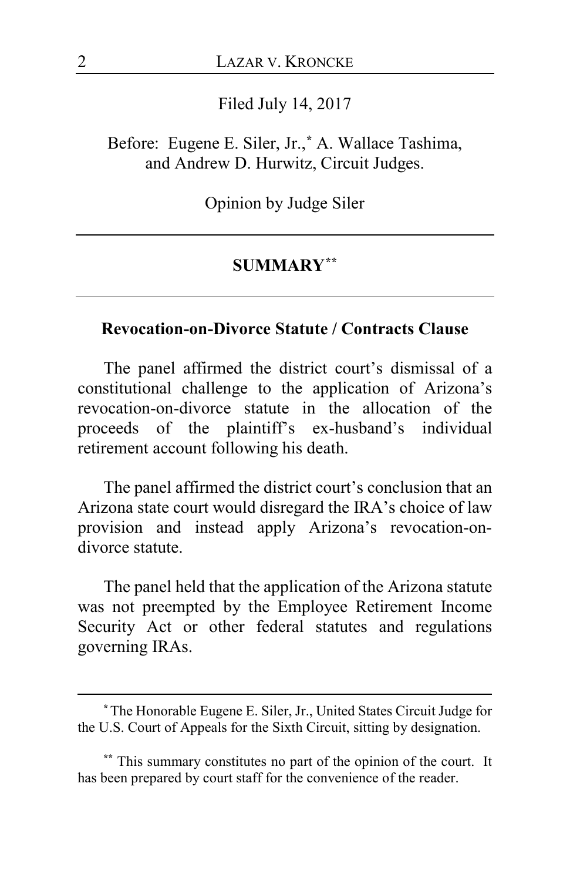Filed July 14, 2017

Before: Eugene E. Siler, Jr.,[*] A. Wallace Tashima, and Andrew D. Hurwitz, Circuit Judges.

Opinion by Judge Siler

---

## SUMMARY[**]

---

### Revocation-on-Divorce Statute / Contracts Clause

The panel affirmed the district court's dismissal of a constitutional challenge to the application of Arizona's revocation-on-divorce statute in the allocation of the proceeds of the plaintiff's ex-husband's individual retirement account following his death.

The panel affirmed the district court's conclusion that an Arizona state court would disregard the IRA's choice of law provision and instead apply Arizona's revocation-on-divorce statute.

The panel held that the application of the Arizona statute was not preempted by the Employee Retirement Income Security Act or other federal statutes and regulations governing IRAs.

---

[*] The Honorable Eugene E. Siler, Jr., United States Circuit Judge for the U.S. Court of Appeals for the Sixth Circuit, sitting by designation.

[**] This summary constitutes no part of the opinion of the court. It has been prepared by court staff for the convenience of the reader.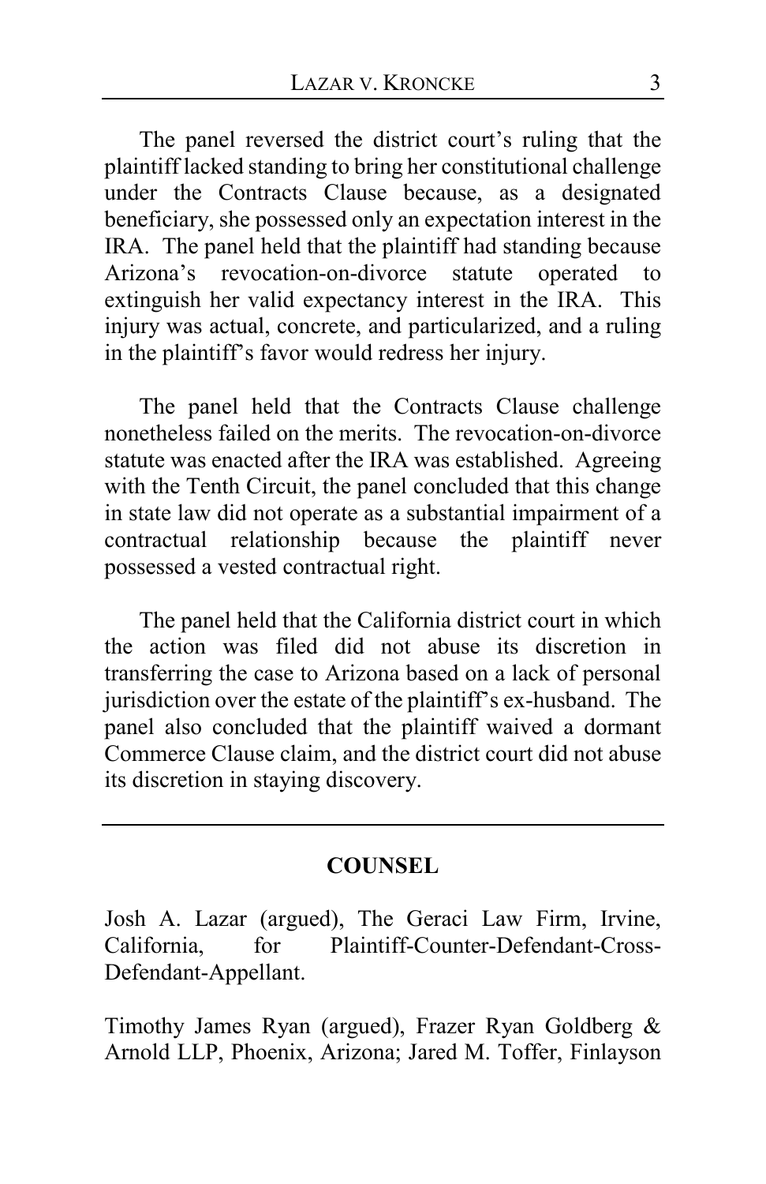The panel reversed the district court's ruling that the plaintiff lacked standing to bring her constitutional challenge under the Contracts Clause because, as a designated beneficiary, she possessed only an expectation interest in the IRA. The panel held that the plaintiff had standing because Arizona's revocation-on-divorce statute operated to extinguish her valid expectancy interest in the IRA. This injury was actual, concrete, and particularized, and a ruling in the plaintiff's favor would redress her injury.

The panel held that the Contracts Clause challenge nonetheless failed on the merits. The revocation-on-divorce statute was enacted after the IRA was established. Agreeing with the Tenth Circuit, the panel concluded that this change in state law did not operate as a substantial impairment of a contractual relationship because the plaintiff never possessed a vested contractual right.

The panel held that the California district court in which the action was filed did not abuse its discretion in transferring the case to Arizona based on a lack of personal jurisdiction over the estate of the plaintiff's ex-husband. The panel also concluded that the plaintiff waived a dormant Commerce Clause claim, and the district court did not abuse its discretion in staying discovery.

---

## COUNSEL

Josh A. Lazar (argued), The Geraci Law Firm, Irvine, California, for Plaintiff-Counter-Defendant-Cross-Defendant-Appellant.

Timothy James Ryan (argued), Frazer Ryan Goldberg & Arnold LLP, Phoenix, Arizona; Jared M. Toffer, Finlayson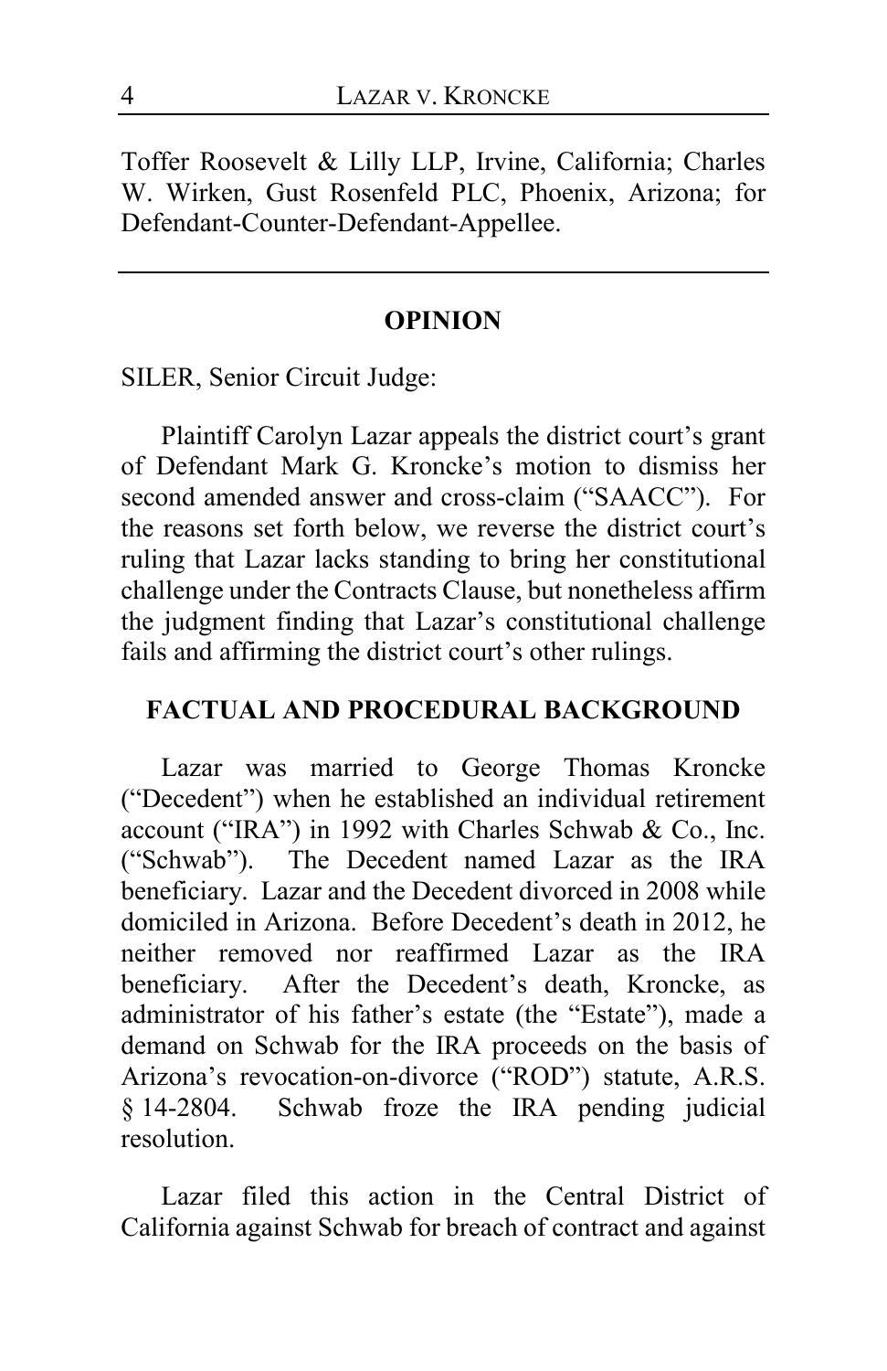Toffer Roosevelt & Lilly LLP, Irvine, California; Charles W. Wirken, Gust Rosenfeld PLC, Phoenix, Arizona; for Defendant-Counter-Defendant-Appellee.

---

## OPINION

SILER, Senior Circuit Judge:

Plaintiff Carolyn Lazar appeals the district court's grant of Defendant Mark G. Kroncke's motion to dismiss her second amended answer and cross-claim ("SAACC"). For the reasons set forth below, we reverse the district court's ruling that Lazar lacks standing to bring her constitutional challenge under the Contracts Clause, but nonetheless affirm the judgment finding that Lazar's constitutional challenge fails and affirming the district court's other rulings.

## FACTUAL AND PROCEDURAL BACKGROUND

Lazar was married to George Thomas Kroncke ("Decedent") when he established an individual retirement account ("IRA") in 1992 with Charles Schwab & Co., Inc. ("Schwab"). The Decedent named Lazar as the IRA beneficiary. Lazar and the Decedent divorced in 2008 while domiciled in Arizona. Before Decedent's death in 2012, he neither removed nor reaffirmed Lazar as the IRA beneficiary. After the Decedent's death, Kroncke, as administrator of his father's estate (the "Estate"), made a demand on Schwab for the IRA proceeds on the basis of Arizona's revocation-on-divorce ("ROD") statute, A.R.S. § 14-2804. Schwab froze the IRA pending judicial resolution.

Lazar filed this action in the Central District of California against Schwab for breach of contract and against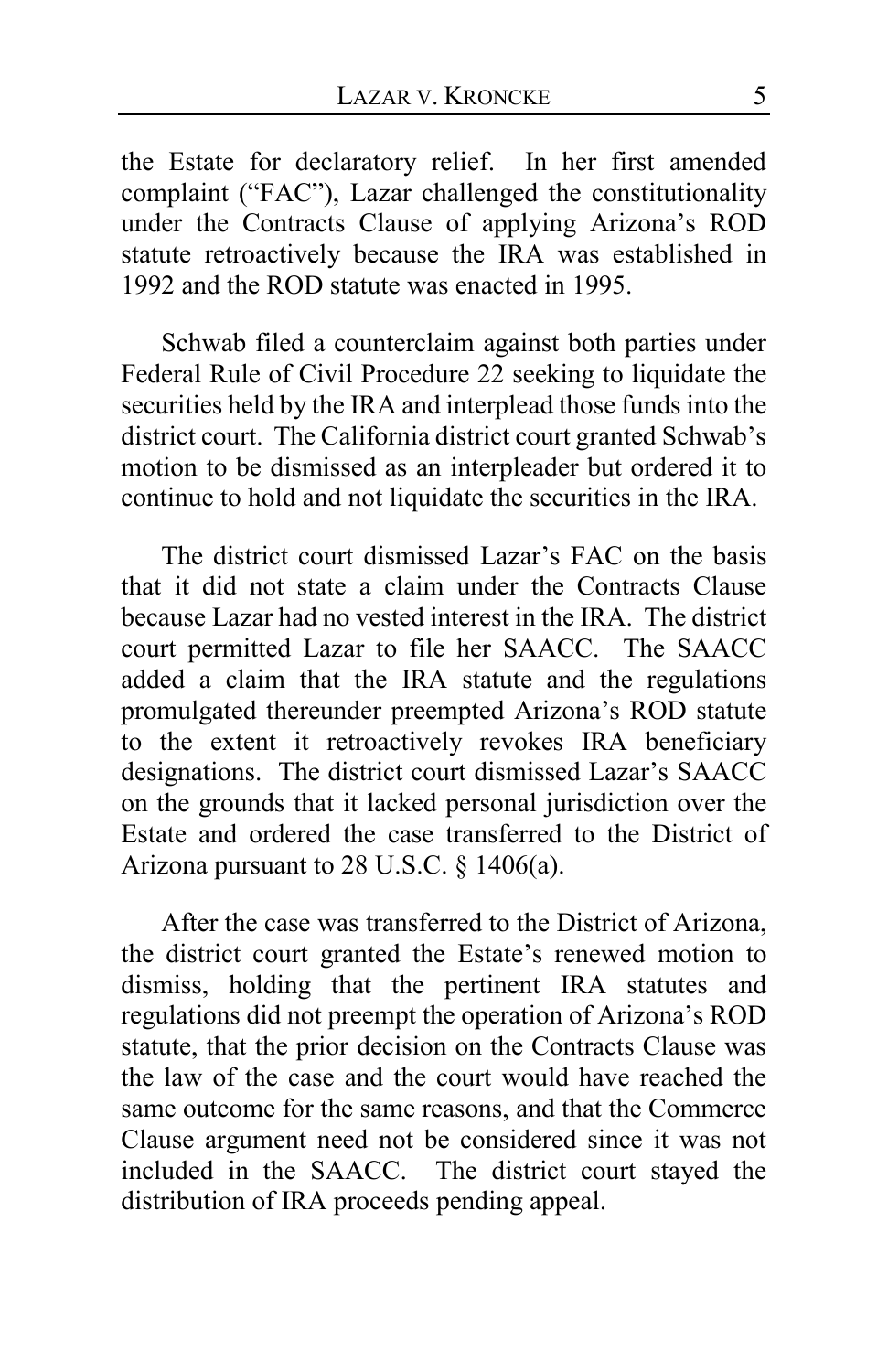the Estate for declaratory relief. In her first amended complaint ("FAC"), Lazar challenged the constitutionality under the Contracts Clause of applying Arizona's ROD statute retroactively because the IRA was established in 1992 and the ROD statute was enacted in 1995.

Schwab filed a counterclaim against both parties under Federal Rule of Civil Procedure 22 seeking to liquidate the securities held by the IRA and interplead those funds into the district court. The California district court granted Schwab's motion to be dismissed as an interpleader but ordered it to continue to hold and not liquidate the securities in the IRA.

The district court dismissed Lazar's FAC on the basis that it did not state a claim under the Contracts Clause because Lazar had no vested interest in the IRA. The district court permitted Lazar to file her SAACC. The SAACC added a claim that the IRA statute and the regulations promulgated thereunder preempted Arizona's ROD statute to the extent it retroactively revokes IRA beneficiary designations. The district court dismissed Lazar's SAACC on the grounds that it lacked personal jurisdiction over the Estate and ordered the case transferred to the District of Arizona pursuant to 28 U.S.C. § 1406(a).

After the case was transferred to the District of Arizona, the district court granted the Estate's renewed motion to dismiss, holding that the pertinent IRA statutes and regulations did not preempt the operation of Arizona's ROD statute, that the prior decision on the Contracts Clause was the law of the case and the court would have reached the same outcome for the same reasons, and that the Commerce Clause argument need not be considered since it was not included in the SAACC. The district court stayed the distribution of IRA proceeds pending appeal.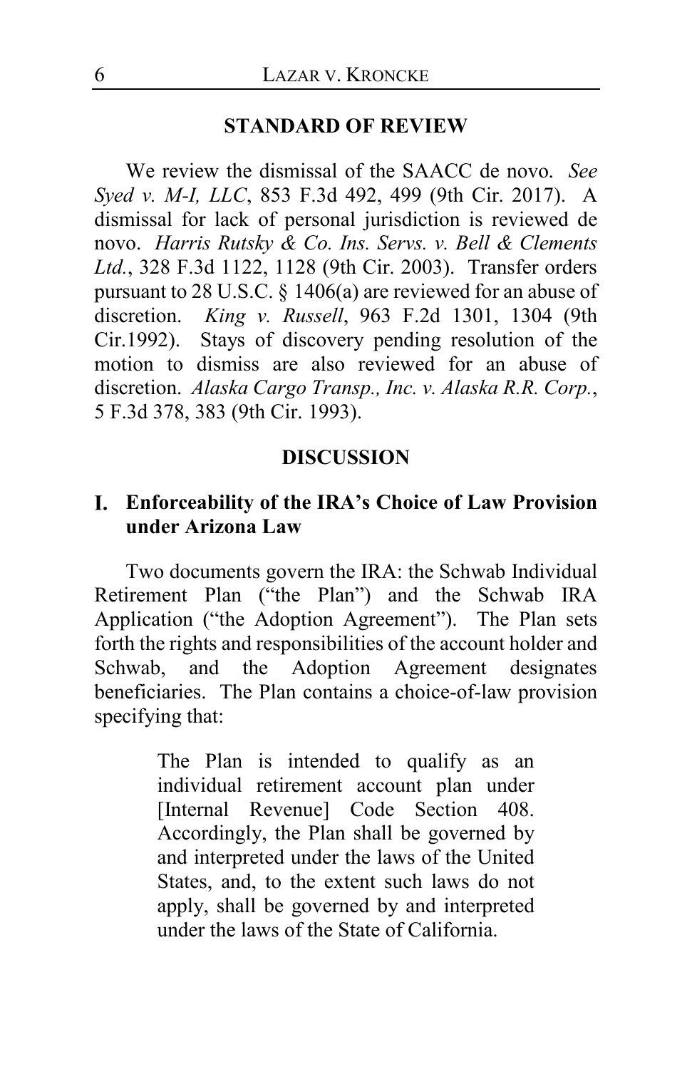## STANDARD OF REVIEW

We review the dismissal of the SAACC de novo. *See Syed v. M-I, LLC*, 853 F.3d 492, 499 (9th Cir. 2017). A dismissal for lack of personal jurisdiction is reviewed de novo. *Harris Rutsky & Co. Ins. Servs. v. Bell & Clements Ltd.*, 328 F.3d 1122, 1128 (9th Cir. 2003). Transfer orders pursuant to 28 U.S.C. § 1406(a) are reviewed for an abuse of discretion. *King v. Russell*, 963 F.2d 1301, 1304 (9th Cir.1992). Stays of discovery pending resolution of the motion to dismiss are also reviewed for an abuse of discretion. *Alaska Cargo Transp., Inc. v. Alaska R.R. Corp.*, 5 F.3d 378, 383 (9th Cir. 1993).

## DISCUSSION

### I. Enforceability of the IRA's Choice of Law Provision under Arizona Law

Two documents govern the IRA: the Schwab Individual Retirement Plan ("the Plan") and the Schwab IRA Application ("the Adoption Agreement"). The Plan sets forth the rights and responsibilities of the account holder and Schwab, and the Adoption Agreement designates beneficiaries. The Plan contains a choice-of-law provision specifying that:

> The Plan is intended to qualify as an individual retirement account plan under [Internal Revenue] Code Section 408. Accordingly, the Plan shall be governed by and interpreted under the laws of the United States, and, to the extent such laws do not apply, shall be governed by and interpreted under the laws of the State of California.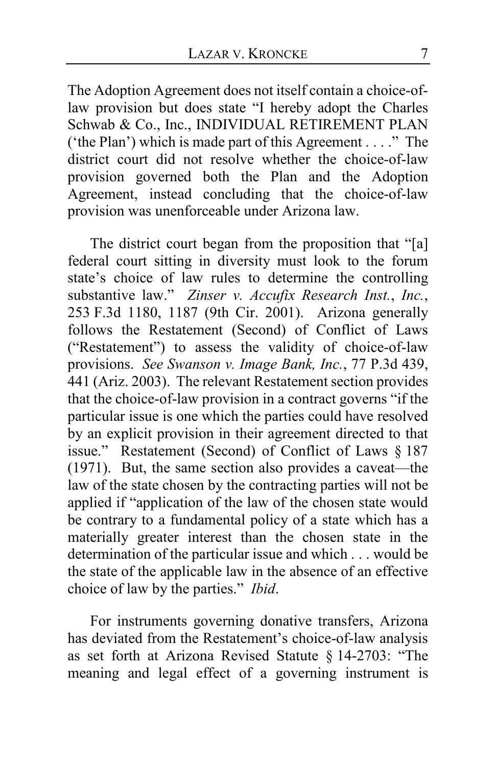The Adoption Agreement does not itself contain a choice-of-law provision but does state "I hereby adopt the Charles Schwab & Co., Inc., INDIVIDUAL RETIREMENT PLAN ('the Plan') which is made part of this Agreement . . . ." The district court did not resolve whether the choice-of-law provision governed both the Plan and the Adoption Agreement, instead concluding that the choice-of-law provision was unenforceable under Arizona law.

The district court began from the proposition that "[a] federal court sitting in diversity must look to the forum state's choice of law rules to determine the controlling substantive law." *Zinser v. Accufix Research Inst., Inc.*, 253 F.3d 1180, 1187 (9th Cir. 2001). Arizona generally follows the Restatement (Second) of Conflict of Laws ("Restatement") to assess the validity of choice-of-law provisions. *See Swanson v. Image Bank, Inc.*, 77 P.3d 439, 441 (Ariz. 2003). The relevant Restatement section provides that the choice-of-law provision in a contract governs "if the particular issue is one which the parties could have resolved by an explicit provision in their agreement directed to that issue." Restatement (Second) of Conflict of Laws § 187 (1971). But, the same section also provides a caveat—the law of the state chosen by the contracting parties will not be applied if "application of the law of the chosen state would be contrary to a fundamental policy of a state which has a materially greater interest than the chosen state in the determination of the particular issue and which . . . would be the state of the applicable law in the absence of an effective choice of law by the parties." *Ibid*.

For instruments governing donative transfers, Arizona has deviated from the Restatement's choice-of-law analysis as set forth at Arizona Revised Statute § 14-2703: "The meaning and legal effect of a governing instrument is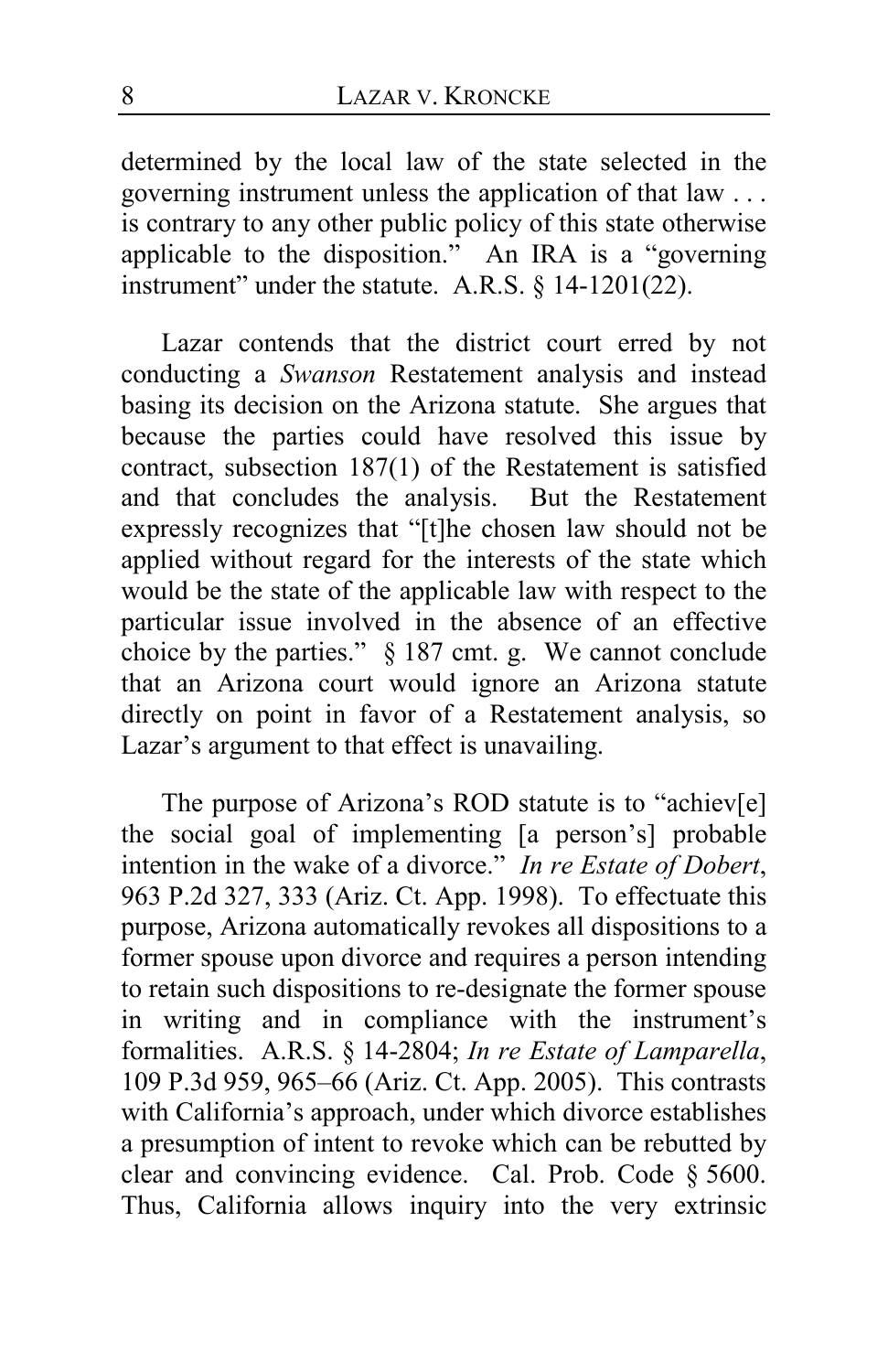determined by the local law of the state selected in the governing instrument unless the application of that law . . . is contrary to any other public policy of this state otherwise applicable to the disposition." An IRA is a "governing instrument" under the statute. A.R.S. § 14-1201(22).

Lazar contends that the district court erred by not conducting a *Swanson* Restatement analysis and instead basing its decision on the Arizona statute. She argues that because the parties could have resolved this issue by contract, subsection 187(1) of the Restatement is satisfied and that concludes the analysis. But the Restatement expressly recognizes that "[t]he chosen law should not be applied without regard for the interests of the state which would be the state of the applicable law with respect to the particular issue involved in the absence of an effective choice by the parties." § 187 cmt. g. We cannot conclude that an Arizona court would ignore an Arizona statute directly on point in favor of a Restatement analysis, so Lazar's argument to that effect is unavailing.

The purpose of Arizona's ROD statute is to "achiev[e] the social goal of implementing [a person's] probable intention in the wake of a divorce." *In re Estate of Dobert*, 963 P.2d 327, 333 (Ariz. Ct. App. 1998). To effectuate this purpose, Arizona automatically revokes all dispositions to a former spouse upon divorce and requires a person intending to retain such dispositions to re-designate the former spouse in writing and in compliance with the instrument's formalities. A.R.S. § 14-2804; *In re Estate of Lamparella*, 109 P.3d 959, 965–66 (Ariz. Ct. App. 2005). This contrasts with California's approach, under which divorce establishes a presumption of intent to revoke which can be rebutted by clear and convincing evidence. Cal. Prob. Code § 5600. Thus, California allows inquiry into the very extrinsic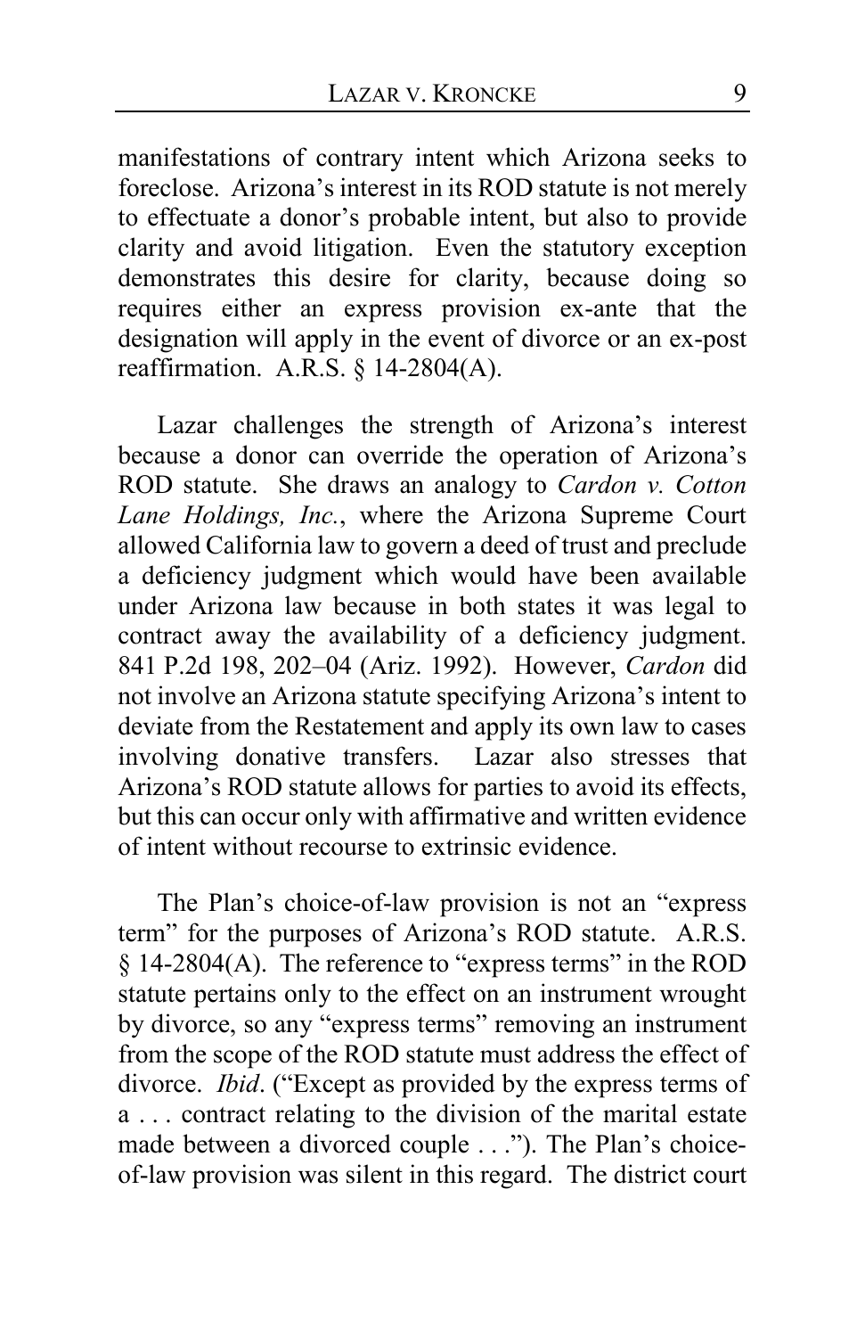manifestations of contrary intent which Arizona seeks to foreclose. Arizona's interest in its ROD statute is not merely to effectuate a donor's probable intent, but also to provide clarity and avoid litigation. Even the statutory exception demonstrates this desire for clarity, because doing so requires either an express provision ex-ante that the designation will apply in the event of divorce or an ex-post reaffirmation. A.R.S. § 14-2804(A).

Lazar challenges the strength of Arizona's interest because a donor can override the operation of Arizona's ROD statute. She draws an analogy to *Cardon v. Cotton Lane Holdings, Inc.*, where the Arizona Supreme Court allowed California law to govern a deed of trust and preclude a deficiency judgment which would have been available under Arizona law because in both states it was legal to contract away the availability of a deficiency judgment. 841 P.2d 198, 202–04 (Ariz. 1992). However, *Cardon* did not involve an Arizona statute specifying Arizona's intent to deviate from the Restatement and apply its own law to cases involving donative transfers. Lazar also stresses that Arizona's ROD statute allows for parties to avoid its effects, but this can occur only with affirmative and written evidence of intent without recourse to extrinsic evidence.

The Plan's choice-of-law provision is not an "express term" for the purposes of Arizona's ROD statute. A.R.S. § 14-2804(A). The reference to "express terms" in the ROD statute pertains only to the effect on an instrument wrought by divorce, so any "express terms" removing an instrument from the scope of the ROD statute must address the effect of divorce. *Ibid*. ("Except as provided by the express terms of a . . . contract relating to the division of the marital estate made between a divorced couple . . ."). The Plan's choice-of-law provision was silent in this regard. The district court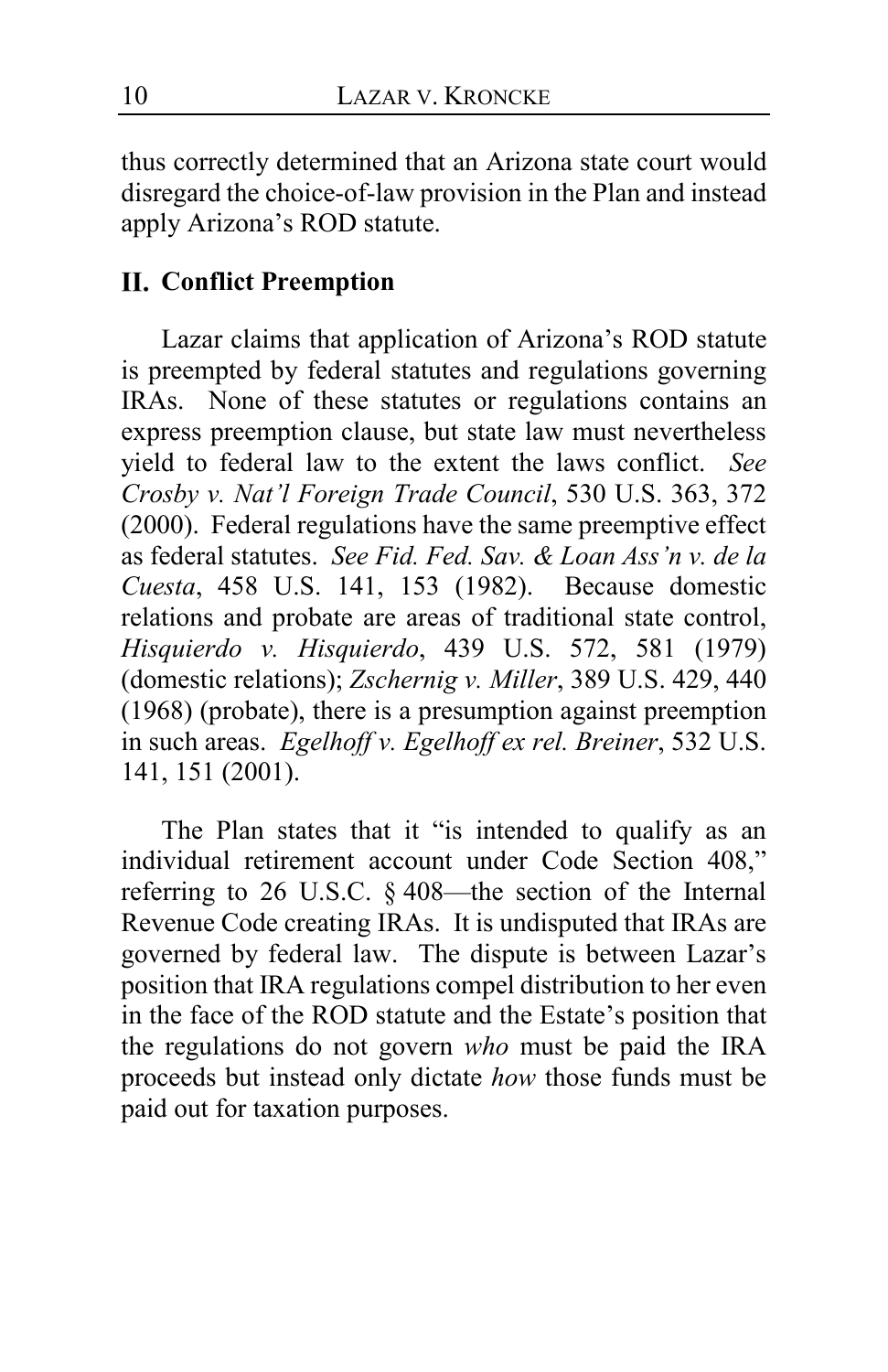thus correctly determined that an Arizona state court would disregard the choice-of-law provision in the Plan and instead apply Arizona's ROD statute.

## II. Conflict Preemption

Lazar claims that application of Arizona's ROD statute is preempted by federal statutes and regulations governing IRAs. None of these statutes or regulations contains an express preemption clause, but state law must nevertheless yield to federal law to the extent the laws conflict. *See Crosby v. Nat'l Foreign Trade Council*, 530 U.S. 363, 372 (2000). Federal regulations have the same preemptive effect as federal statutes. *See Fid. Fed. Sav. & Loan Ass'n v. de la Cuesta*, 458 U.S. 141, 153 (1982). Because domestic relations and probate are areas of traditional state control, *Hisquierdo v. Hisquierdo*, 439 U.S. 572, 581 (1979) (domestic relations); *Zschernig v. Miller*, 389 U.S. 429, 440 (1968) (probate), there is a presumption against preemption in such areas. *Egelhoff v. Egelhoff ex rel. Breiner*, 532 U.S. 141, 151 (2001).

The Plan states that it "is intended to qualify as an individual retirement account under Code Section 408," referring to 26 U.S.C. § 408—the section of the Internal Revenue Code creating IRAs. It is undisputed that IRAs are governed by federal law. The dispute is between Lazar's position that IRA regulations compel distribution to her even in the face of the ROD statute and the Estate's position that the regulations do not govern *who* must be paid the IRA proceeds but instead only dictate *how* those funds must be paid out for taxation purposes.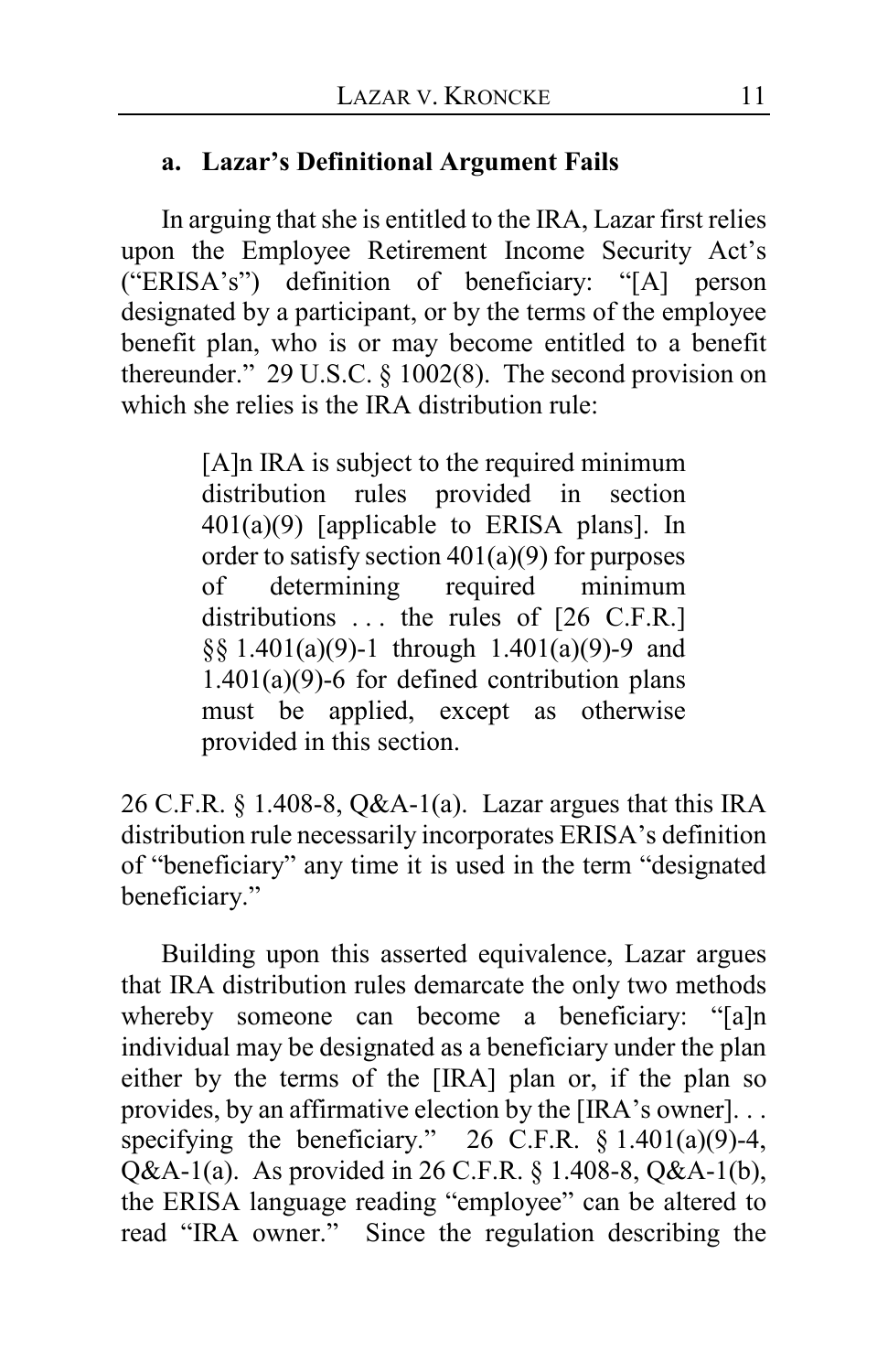### a. Lazar's Definitional Argument Fails

In arguing that she is entitled to the IRA, Lazar first relies upon the Employee Retirement Income Security Act's ("ERISA's") definition of beneficiary: "[A] person designated by a participant, or by the terms of the employee benefit plan, who is or may become entitled to a benefit thereunder." 29 U.S.C. § 1002(8). The second provision on which she relies is the IRA distribution rule:

> [A]n IRA is subject to the required minimum distribution rules provided in section 401(a)(9) [applicable to ERISA plans]. In order to satisfy section 401(a)(9) for purposes of determining required minimum distributions . . . the rules of [26 C.F.R.] §§ 1.401(a)(9)-1 through 1.401(a)(9)-9 and 1.401(a)(9)-6 for defined contribution plans must be applied, except as otherwise provided in this section.

26 C.F.R. § 1.408-8, Q&A-1(a). Lazar argues that this IRA distribution rule necessarily incorporates ERISA's definition of "beneficiary" any time it is used in the term "designated beneficiary."

Building upon this asserted equivalence, Lazar argues that IRA distribution rules demarcate the only two methods whereby someone can become a beneficiary: "[a]n individual may be designated as a beneficiary under the plan either by the terms of the [IRA] plan or, if the plan so provides, by an affirmative election by the [IRA's owner]. . . specifying the beneficiary." 26 C.F.R. § 1.401(a)(9)-4, Q&A-1(a). As provided in 26 C.F.R. § 1.408-8, Q&A-1(b), the ERISA language reading "employee" can be altered to read "IRA owner." Since the regulation describing the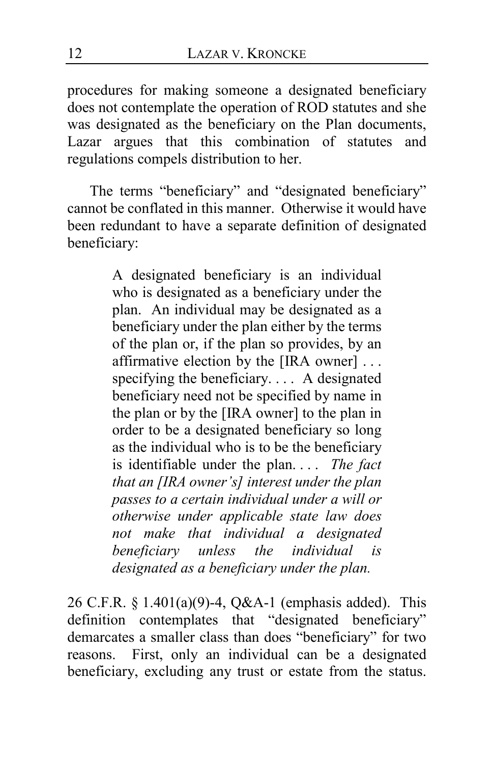procedures for making someone a designated beneficiary does not contemplate the operation of ROD statutes and she was designated as the beneficiary on the Plan documents, Lazar argues that this combination of statutes and regulations compels distribution to her.

The terms "beneficiary" and "designated beneficiary" cannot be conflated in this manner. Otherwise it would have been redundant to have a separate definition of designated beneficiary:

> A designated beneficiary is an individual who is designated as a beneficiary under the plan. An individual may be designated as a beneficiary under the plan either by the terms of the plan or, if the plan so provides, by an affirmative election by the [IRA owner] . . . specifying the beneficiary. . . . A designated beneficiary need not be specified by name in the plan or by the [IRA owner] to the plan in order to be a designated beneficiary so long as the individual who is to be the beneficiary is identifiable under the plan. . . . *The fact that an [IRA owner's] interest under the plan passes to a certain individual under a will or otherwise under applicable state law does not make that individual a designated beneficiary unless the individual is designated as a beneficiary under the plan.*

26 C.F.R. § 1.401(a)(9)-4, Q&A-1 (emphasis added). This definition contemplates that "designated beneficiary" demarcates a smaller class than does "beneficiary" for two reasons. First, only an individual can be a designated beneficiary, excluding any trust or estate from the status.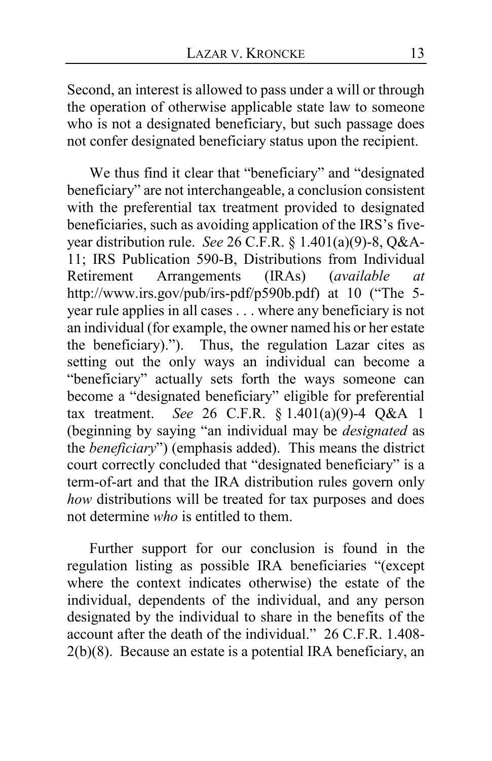Second, an interest is allowed to pass under a will or through the operation of otherwise applicable state law to someone who is not a designated beneficiary, but such passage does not confer designated beneficiary status upon the recipient.

We thus find it clear that "beneficiary" and "designated beneficiary" are not interchangeable, a conclusion consistent with the preferential tax treatment provided to designated beneficiaries, such as avoiding application of the IRS's five-year distribution rule. *See* 26 C.F.R. § 1.401(a)(9)-8, Q&A-11; IRS Publication 590-B, Distributions from Individual Retirement Arrangements (IRAs) (*available at* http://www.irs.gov/pub/irs-pdf/p590b.pdf) at 10 ("The 5-year rule applies in all cases . . . where any beneficiary is not an individual (for example, the owner named his or her estate the beneficiary)."). Thus, the regulation Lazar cites as setting out the only ways an individual can become a "beneficiary" actually sets forth the ways someone can become a "designated beneficiary" eligible for preferential tax treatment. *See* 26 C.F.R. § 1.401(a)(9)-4 Q&A 1 (beginning by saying "an individual may be *designated* as the *beneficiary*") (emphasis added). This means the district court correctly concluded that "designated beneficiary" is a term-of-art and that the IRA distribution rules govern only *how* distributions will be treated for tax purposes and does not determine *who* is entitled to them.

Further support for our conclusion is found in the regulation listing as possible IRA beneficiaries "(except where the context indicates otherwise) the estate of the individual, dependents of the individual, and any person designated by the individual to share in the benefits of the account after the death of the individual." 26 C.F.R. 1.408-2(b)(8). Because an estate is a potential IRA beneficiary, an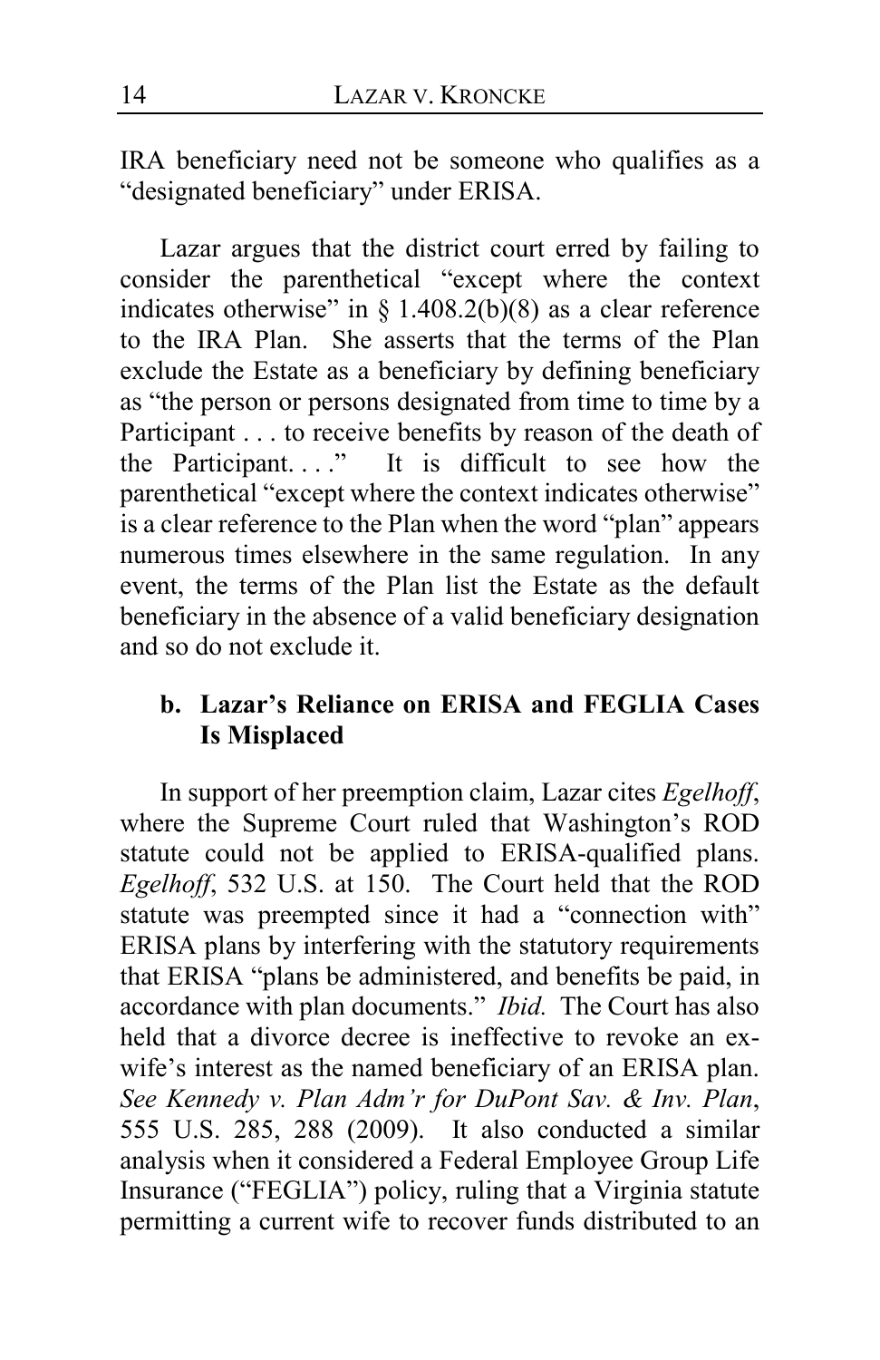IRA beneficiary need not be someone who qualifies as a "designated beneficiary" under ERISA.

Lazar argues that the district court erred by failing to consider the parenthetical "except where the context indicates otherwise" in § 1.408.2(b)(8) as a clear reference to the IRA Plan. She asserts that the terms of the Plan exclude the Estate as a beneficiary by defining beneficiary as "the person or persons designated from time to time by a Participant . . . to receive benefits by reason of the death of the Participant. . . ." It is difficult to see how the parenthetical "except where the context indicates otherwise" is a clear reference to the Plan when the word "plan" appears numerous times elsewhere in the same regulation. In any event, the terms of the Plan list the Estate as the default beneficiary in the absence of a valid beneficiary designation and so do not exclude it.

### b. Lazar's Reliance on ERISA and FEGLIA Cases Is Misplaced

In support of her preemption claim, Lazar cites *Egelhoff*, where the Supreme Court ruled that Washington's ROD statute could not be applied to ERISA-qualified plans. *Egelhoff*, 532 U.S. at 150. The Court held that the ROD statute was preempted since it had a "connection with" ERISA plans by interfering with the statutory requirements that ERISA "plans be administered, and benefits be paid, in accordance with plan documents." *Ibid.* The Court has also held that a divorce decree is ineffective to revoke an ex-wife's interest as the named beneficiary of an ERISA plan. *See Kennedy v. Plan Adm'r for DuPont Sav. & Inv. Plan*, 555 U.S. 285, 288 (2009). It also conducted a similar analysis when it considered a Federal Employee Group Life Insurance ("FEGLIA") policy, ruling that a Virginia statute permitting a current wife to recover funds distributed to an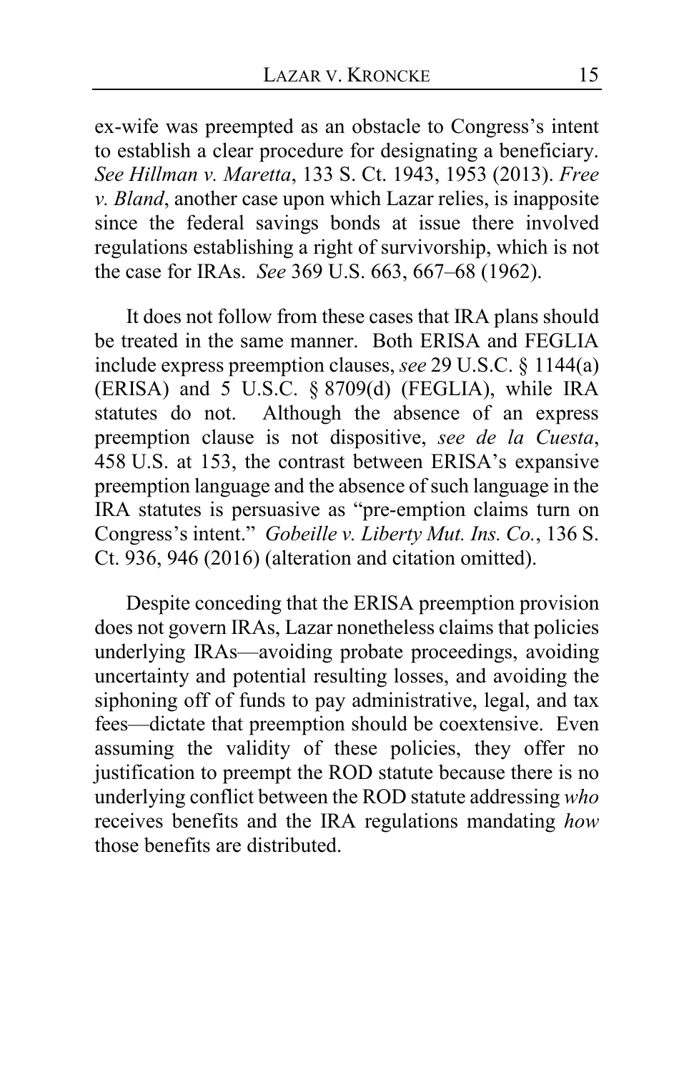ex-wife was preempted as an obstacle to Congress's intent to establish a clear procedure for designating a beneficiary. *See Hillman v. Maretta*, 133 S. Ct. 1943, 1953 (2013). *Free v. Bland*, another case upon which Lazar relies, is inapposite since the federal savings bonds at issue there involved regulations establishing a right of survivorship, which is not the case for IRAs. *See* 369 U.S. 663, 667–68 (1962).

It does not follow from these cases that IRA plans should be treated in the same manner. Both ERISA and FEGLIA include express preemption clauses, *see* 29 U.S.C. § 1144(a) (ERISA) and 5 U.S.C. § 8709(d) (FEGLIA), while IRA statutes do not. Although the absence of an express preemption clause is not dispositive, *see de la Cuesta*, 458 U.S. at 153, the contrast between ERISA's expansive preemption language and the absence of such language in the IRA statutes is persuasive as "pre-emption claims turn on Congress's intent." *Gobeille v. Liberty Mut. Ins. Co.*, 136 S. Ct. 936, 946 (2016) (alteration and citation omitted).

Despite conceding that the ERISA preemption provision does not govern IRAs, Lazar nonetheless claims that policies underlying IRAs—avoiding probate proceedings, avoiding uncertainty and potential resulting losses, and avoiding the siphoning off of funds to pay administrative, legal, and tax fees—dictate that preemption should be coextensive. Even assuming the validity of these policies, they offer no justification to preempt the ROD statute because there is no underlying conflict between the ROD statute addressing *who* receives benefits and the IRA regulations mandating *how* those benefits are distributed.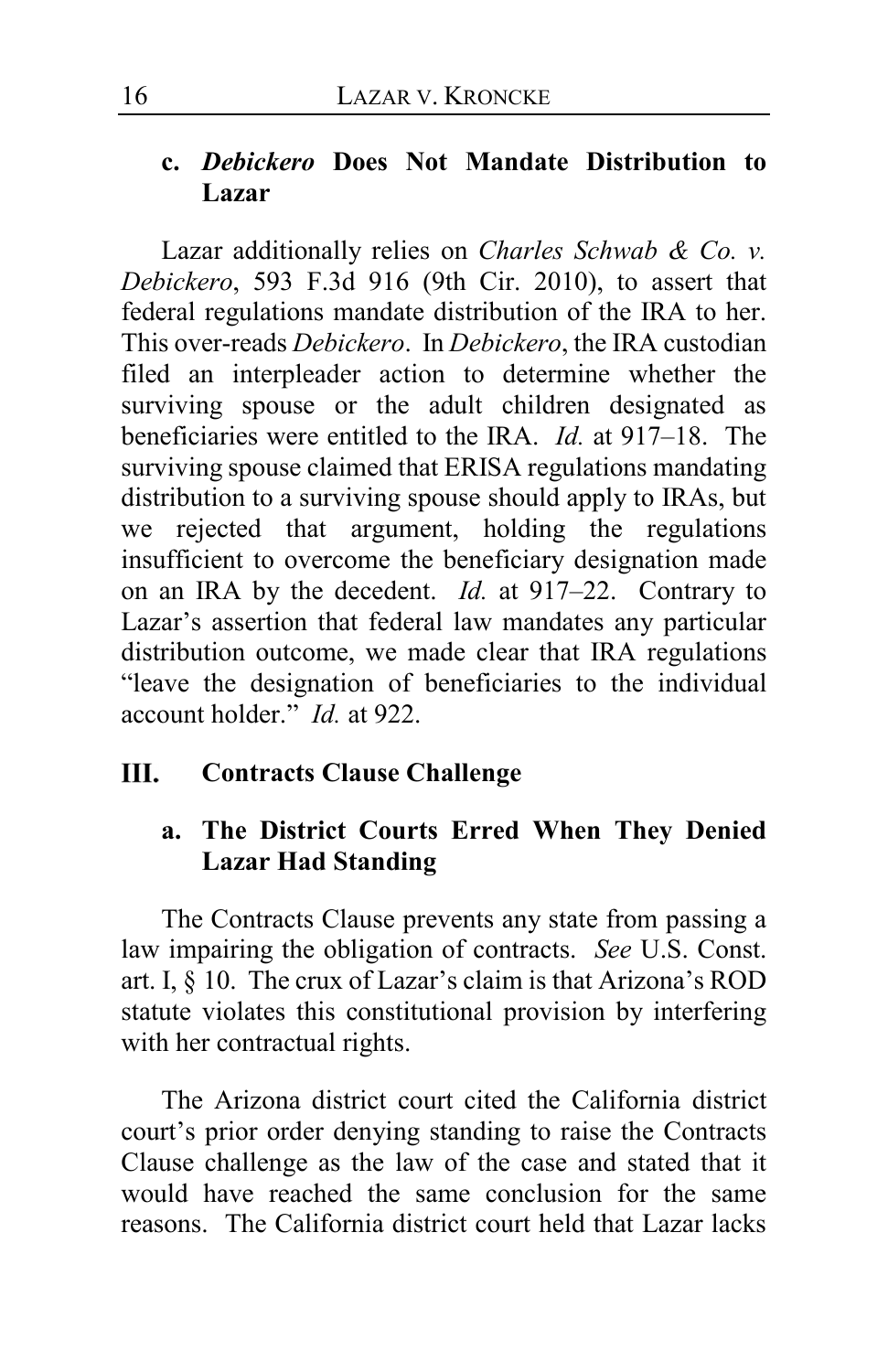### c. *Debickero* Does Not Mandate Distribution to Lazar

Lazar additionally relies on *Charles Schwab & Co. v. Debickero*, 593 F.3d 916 (9th Cir. 2010), to assert that federal regulations mandate distribution of the IRA to her. This over-reads *Debickero*. In *Debickero*, the IRA custodian filed an interpleader action to determine whether the surviving spouse or the adult children designated as beneficiaries were entitled to the IRA. *Id.* at 917–18. The surviving spouse claimed that ERISA regulations mandating distribution to a surviving spouse should apply to IRAs, but we rejected that argument, holding the regulations insufficient to overcome the beneficiary designation made on an IRA by the decedent. *Id.* at 917–22. Contrary to Lazar's assertion that federal law mandates any particular distribution outcome, we made clear that IRA regulations "leave the designation of beneficiaries to the individual account holder." *Id.* at 922.

## III. Contracts Clause Challenge

### a. The District Courts Erred When They Denied Lazar Had Standing

The Contracts Clause prevents any state from passing a law impairing the obligation of contracts. *See* U.S. Const. art. I, § 10. The crux of Lazar's claim is that Arizona's ROD statute violates this constitutional provision by interfering with her contractual rights.

The Arizona district court cited the California district court's prior order denying standing to raise the Contracts Clause challenge as the law of the case and stated that it would have reached the same conclusion for the same reasons. The California district court held that Lazar lacks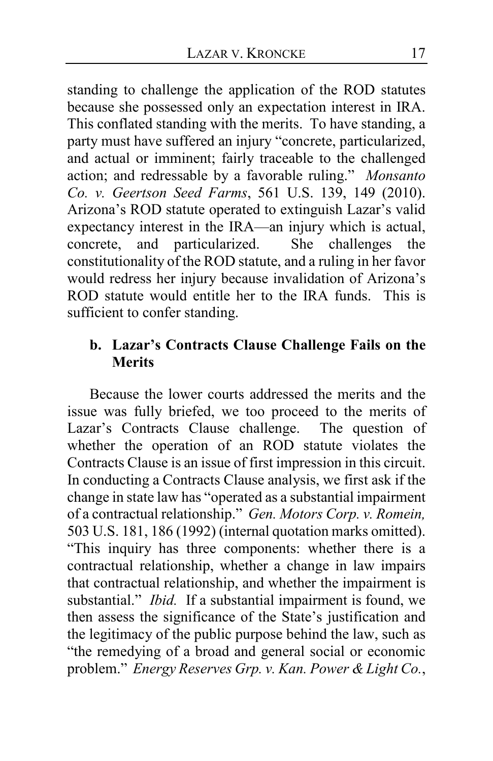standing to challenge the application of the ROD statutes because she possessed only an expectation interest in IRA. This conflated standing with the merits. To have standing, a party must have suffered an injury "concrete, particularized, and actual or imminent; fairly traceable to the challenged action; and redressable by a favorable ruling." *Monsanto Co. v. Geertson Seed Farms*, 561 U.S. 139, 149 (2010). Arizona's ROD statute operated to extinguish Lazar's valid expectancy interest in the IRA—an injury which is actual, concrete, and particularized. She challenges the constitutionality of the ROD statute, and a ruling in her favor would redress her injury because invalidation of Arizona's ROD statute would entitle her to the IRA funds. This is sufficient to confer standing.

### b. Lazar's Contracts Clause Challenge Fails on the Merits

Because the lower courts addressed the merits and the issue was fully briefed, we too proceed to the merits of Lazar's Contracts Clause challenge. The question of whether the operation of an ROD statute violates the Contracts Clause is an issue of first impression in this circuit. In conducting a Contracts Clause analysis, we first ask if the change in state law has "operated as a substantial impairment of a contractual relationship." *Gen. Motors Corp. v. Romein,* 503 U.S. 181, 186 (1992) (internal quotation marks omitted). "This inquiry has three components: whether there is a contractual relationship, whether a change in law impairs that contractual relationship, and whether the impairment is substantial." *Ibid.* If a substantial impairment is found, we then assess the significance of the State's justification and the legitimacy of the public purpose behind the law, such as "the remedying of a broad and general social or economic problem." *Energy Reserves Grp. v. Kan. Power & Light Co.*,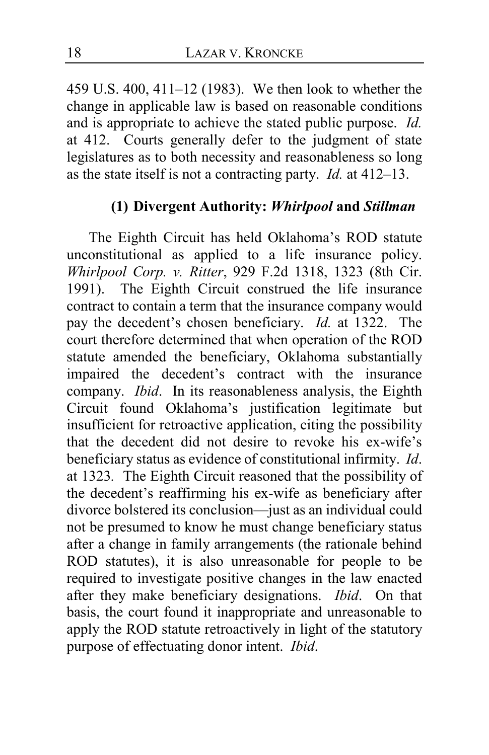459 U.S. 400, 411–12 (1983). We then look to whether the change in applicable law is based on reasonable conditions and is appropriate to achieve the stated public purpose. *Id.* at 412. Courts generally defer to the judgment of state legislatures as to both necessity and reasonableness so long as the state itself is not a contracting party. *Id.* at 412–13.

### (1) Divergent Authority: *Whirlpool* and *Stillman*

The Eighth Circuit has held Oklahoma's ROD statute unconstitutional as applied to a life insurance policy. *Whirlpool Corp. v. Ritter*, 929 F.2d 1318, 1323 (8th Cir. 1991). The Eighth Circuit construed the life insurance contract to contain a term that the insurance company would pay the decedent's chosen beneficiary. *Id.* at 1322. The court therefore determined that when operation of the ROD statute amended the beneficiary, Oklahoma substantially impaired the decedent's contract with the insurance company. *Ibid*. In its reasonableness analysis, the Eighth Circuit found Oklahoma's justification legitimate but insufficient for retroactive application, citing the possibility that the decedent did not desire to revoke his ex-wife's beneficiary status as evidence of constitutional infirmity. *Id*. at 1323. The Eighth Circuit reasoned that the possibility of the decedent's reaffirming his ex-wife as beneficiary after divorce bolstered its conclusion—just as an individual could not be presumed to know he must change beneficiary status after a change in family arrangements (the rationale behind ROD statutes), it is also unreasonable for people to be required to investigate positive changes in the law enacted after they make beneficiary designations. *Ibid*. On that basis, the court found it inappropriate and unreasonable to apply the ROD statute retroactively in light of the statutory purpose of effectuating donor intent. *Ibid*.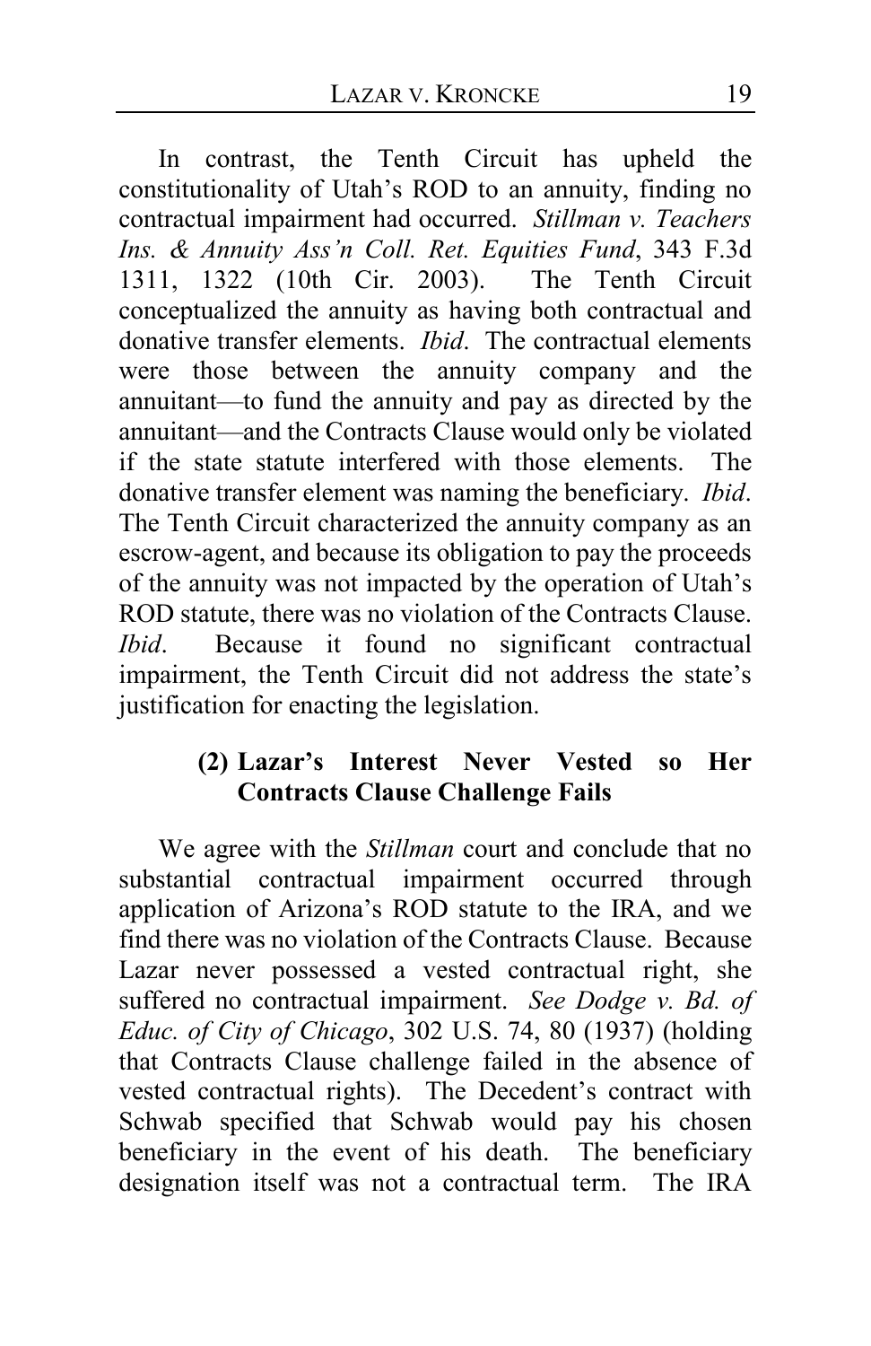In contrast, the Tenth Circuit has upheld the constitutionality of Utah's ROD to an annuity, finding no contractual impairment had occurred. *Stillman v. Teachers Ins. & Annuity Ass'n Coll. Ret. Equities Fund*, 343 F.3d 1311, 1322 (10th Cir. 2003). The Tenth Circuit conceptualized the annuity as having both contractual and donative transfer elements. *Ibid*. The contractual elements were those between the annuity company and the annuitant—to fund the annuity and pay as directed by the annuitant—and the Contracts Clause would only be violated if the state statute interfered with those elements. The donative transfer element was naming the beneficiary. *Ibid*. The Tenth Circuit characterized the annuity company as an escrow-agent, and because its obligation to pay the proceeds of the annuity was not impacted by the operation of Utah's ROD statute, there was no violation of the Contracts Clause. *Ibid*. Because it found no significant contractual impairment, the Tenth Circuit did not address the state's justification for enacting the legislation.

### (2) Lazar's Interest Never Vested so Her Contracts Clause Challenge Fails

We agree with the *Stillman* court and conclude that no substantial contractual impairment occurred through application of Arizona's ROD statute to the IRA, and we find there was no violation of the Contracts Clause. Because Lazar never possessed a vested contractual right, she suffered no contractual impairment. *See Dodge v. Bd. of Educ. of City of Chicago*, 302 U.S. 74, 80 (1937) (holding that Contracts Clause challenge failed in the absence of vested contractual rights). The Decedent's contract with Schwab specified that Schwab would pay his chosen beneficiary in the event of his death. The beneficiary designation itself was not a contractual term. The IRA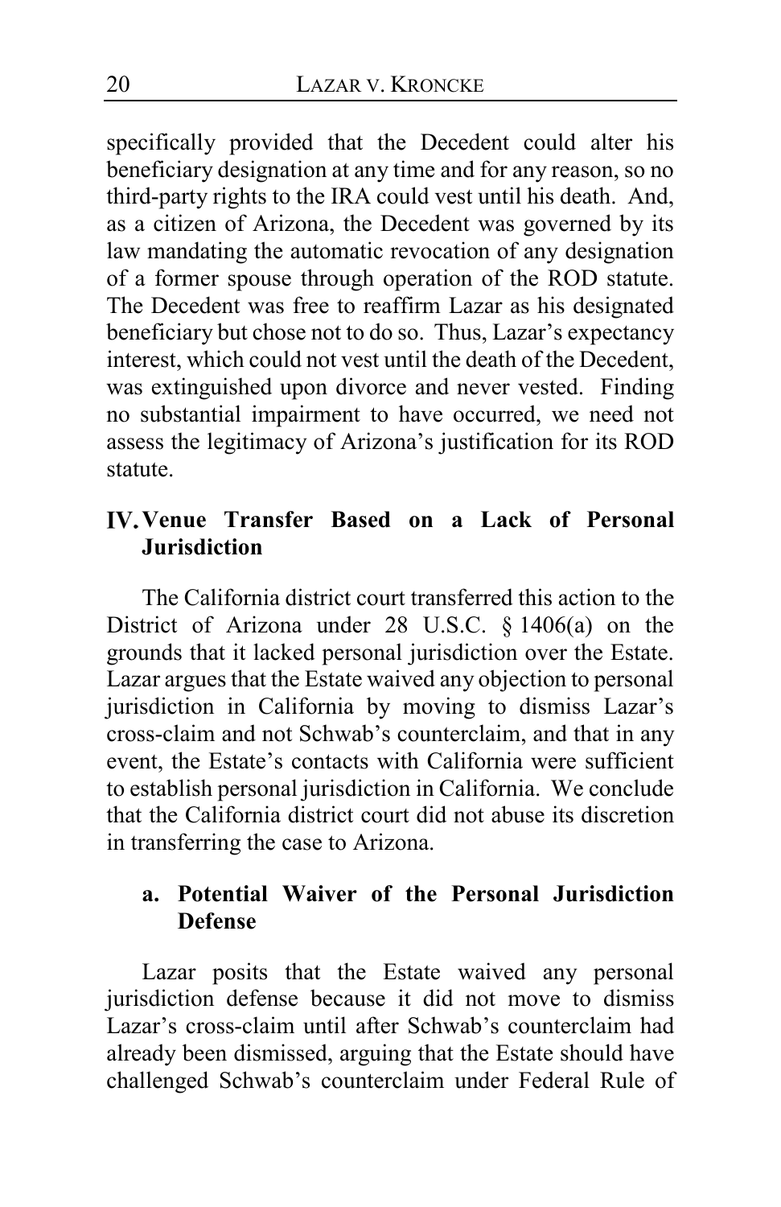specifically provided that the Decedent could alter his beneficiary designation at any time and for any reason, so no third-party rights to the IRA could vest until his death. And, as a citizen of Arizona, the Decedent was governed by its law mandating the automatic revocation of any designation of a former spouse through operation of the ROD statute. The Decedent was free to reaffirm Lazar as his designated beneficiary but chose not to do so. Thus, Lazar's expectancy interest, which could not vest until the death of the Decedent, was extinguished upon divorce and never vested. Finding no substantial impairment to have occurred, we need not assess the legitimacy of Arizona's justification for its ROD statute.

## IV. Venue Transfer Based on a Lack of Personal Jurisdiction

The California district court transferred this action to the District of Arizona under 28 U.S.C. § 1406(a) on the grounds that it lacked personal jurisdiction over the Estate. Lazar argues that the Estate waived any objection to personal jurisdiction in California by moving to dismiss Lazar's cross-claim and not Schwab's counterclaim, and that in any event, the Estate's contacts with California were sufficient to establish personal jurisdiction in California. We conclude that the California district court did not abuse its discretion in transferring the case to Arizona.

### a. Potential Waiver of the Personal Jurisdiction Defense

Lazar posits that the Estate waived any personal jurisdiction defense because it did not move to dismiss Lazar's cross-claim until after Schwab's counterclaim had already been dismissed, arguing that the Estate should have challenged Schwab's counterclaim under Federal Rule of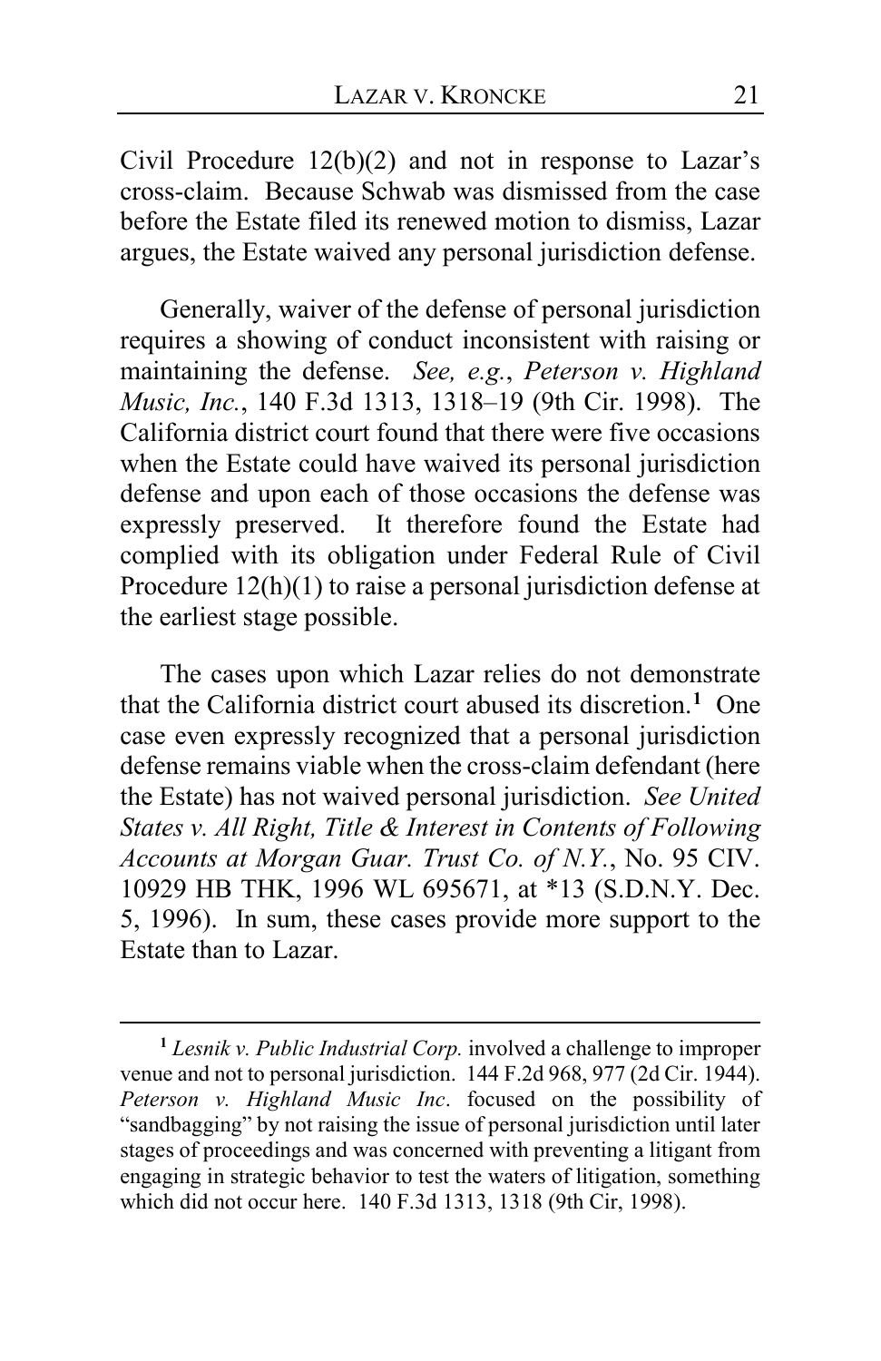Civil Procedure 12(b)(2) and not in response to Lazar's cross-claim. Because Schwab was dismissed from the case before the Estate filed its renewed motion to dismiss, Lazar argues, the Estate waived any personal jurisdiction defense.

Generally, waiver of the defense of personal jurisdiction requires a showing of conduct inconsistent with raising or maintaining the defense. *See, e.g.*, *Peterson v. Highland Music, Inc.*, 140 F.3d 1313, 1318–19 (9th Cir. 1998). The California district court found that there were five occasions when the Estate could have waived its personal jurisdiction defense and upon each of those occasions the defense was expressly preserved. It therefore found the Estate had complied with its obligation under Federal Rule of Civil Procedure 12(h)(1) to raise a personal jurisdiction defense at the earliest stage possible.

The cases upon which Lazar relies do not demonstrate that the California district court abused its discretion.[1] One case even expressly recognized that a personal jurisdiction defense remains viable when the cross-claim defendant (here the Estate) has not waived personal jurisdiction. *See United States v. All Right, Title & Interest in Contents of Following Accounts at Morgan Guar. Trust Co. of N.Y.*, No. 95 CIV. 10929 HB THK, 1996 WL 695671, at *13 (S.D.N.Y. Dec. 5, 1996). In sum, these cases provide more support to the Estate than to Lazar.

---

[1] *Lesnik v. Public Industrial Corp.* involved a challenge to improper venue and not to personal jurisdiction. 144 F.2d 968, 977 (2d Cir. 1944). *Peterson v. Highland Music Inc*. focused on the possibility of "sandbagging" by not raising the issue of personal jurisdiction until later stages of proceedings and was concerned with preventing a litigant from engaging in strategic behavior to test the waters of litigation, something which did not occur here. 140 F.3d 1313, 1318 (9th Cir, 1998).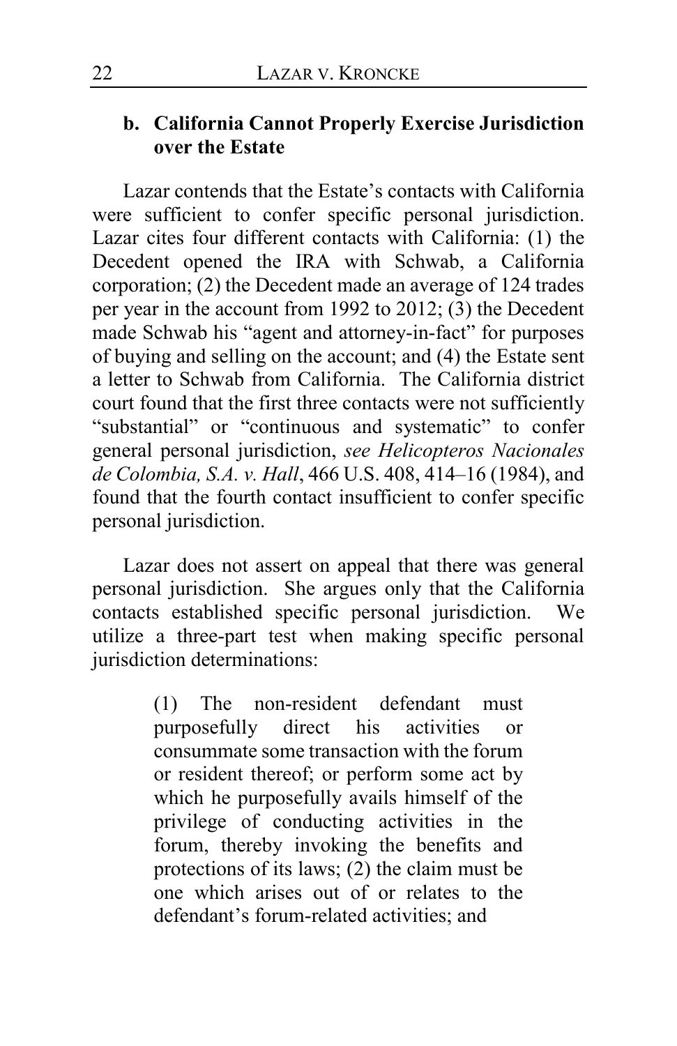### b. California Cannot Properly Exercise Jurisdiction over the Estate

Lazar contends that the Estate's contacts with California were sufficient to confer specific personal jurisdiction. Lazar cites four different contacts with California: (1) the Decedent opened the IRA with Schwab, a California corporation; (2) the Decedent made an average of 124 trades per year in the account from 1992 to 2012; (3) the Decedent made Schwab his "agent and attorney-in-fact" for purposes of buying and selling on the account; and (4) the Estate sent a letter to Schwab from California. The California district court found that the first three contacts were not sufficiently "substantial" or "continuous and systematic" to confer general personal jurisdiction, *see Helicopteros Nacionales de Colombia, S.A. v. Hall*, 466 U.S. 408, 414–16 (1984), and found that the fourth contact insufficient to confer specific personal jurisdiction.

Lazar does not assert on appeal that there was general personal jurisdiction. She argues only that the California contacts established specific personal jurisdiction. We utilize a three-part test when making specific personal jurisdiction determinations:

> (1) The non-resident defendant must purposefully direct his activities or consummate some transaction with the forum or resident thereof; or perform some act by which he purposefully avails himself of the privilege of conducting activities in the forum, thereby invoking the benefits and protections of its laws; (2) the claim must be one which arises out of or relates to the defendant's forum-related activities; and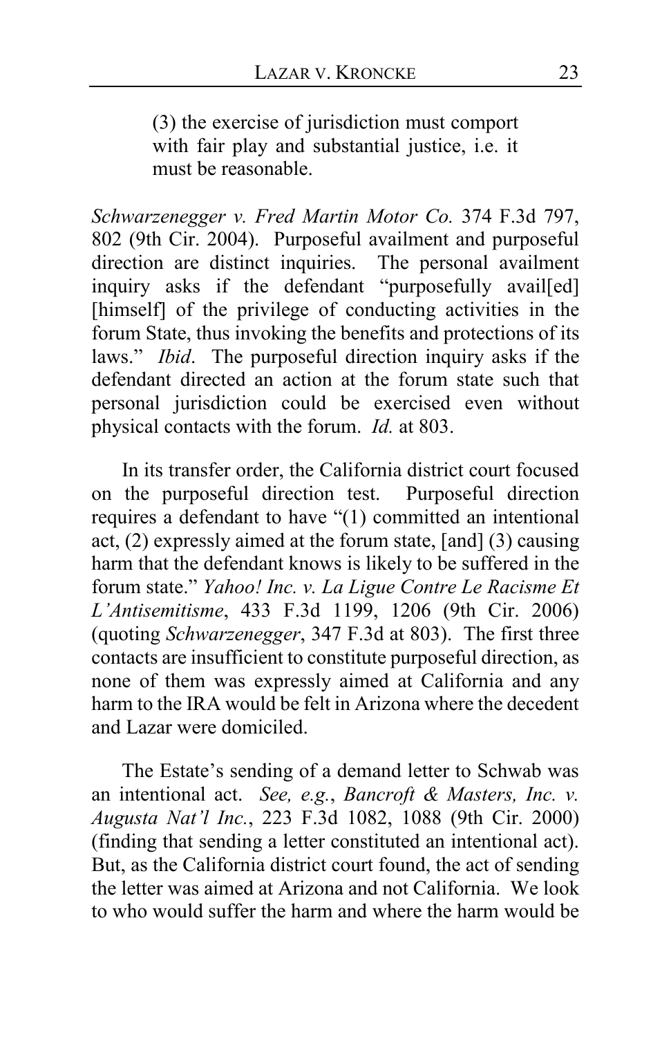> (3) the exercise of jurisdiction must comport with fair play and substantial justice, i.e. it must be reasonable.

*Schwarzenegger v. Fred Martin Motor Co.* 374 F.3d 797, 802 (9th Cir. 2004). Purposeful availment and purposeful direction are distinct inquiries. The personal availment inquiry asks if the defendant "purposefully avail[ed] [himself] of the privilege of conducting activities in the forum State, thus invoking the benefits and protections of its laws." *Ibid*. The purposeful direction inquiry asks if the defendant directed an action at the forum state such that personal jurisdiction could be exercised even without physical contacts with the forum. *Id.* at 803.

In its transfer order, the California district court focused on the purposeful direction test. Purposeful direction requires a defendant to have "(1) committed an intentional act, (2) expressly aimed at the forum state, [and] (3) causing harm that the defendant knows is likely to be suffered in the forum state." *Yahoo! Inc. v. La Ligue Contre Le Racisme Et L'Antisemitisme*, 433 F.3d 1199, 1206 (9th Cir. 2006) (quoting *Schwarzenegger*, 347 F.3d at 803). The first three contacts are insufficient to constitute purposeful direction, as none of them was expressly aimed at California and any harm to the IRA would be felt in Arizona where the decedent and Lazar were domiciled.

The Estate's sending of a demand letter to Schwab was an intentional act. *See, e.g.*, *Bancroft & Masters, Inc. v. Augusta Nat'l Inc.*, 223 F.3d 1082, 1088 (9th Cir. 2000) (finding that sending a letter constituted an intentional act). But, as the California district court found, the act of sending the letter was aimed at Arizona and not California. We look to who would suffer the harm and where the harm would be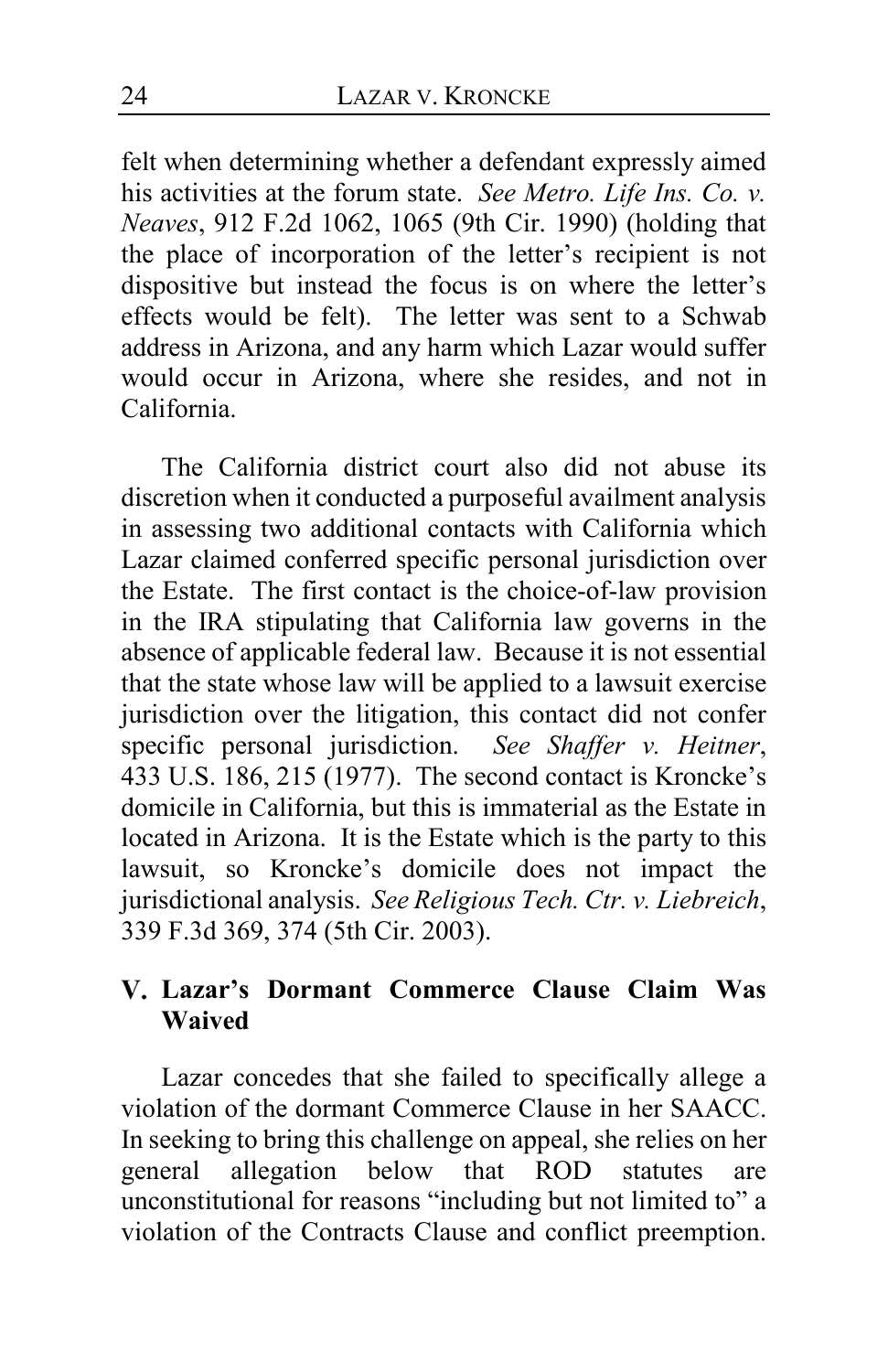felt when determining whether a defendant expressly aimed his activities at the forum state. *See Metro. Life Ins. Co. v. Neaves*, 912 F.2d 1062, 1065 (9th Cir. 1990) (holding that the place of incorporation of the letter's recipient is not dispositive but instead the focus is on where the letter's effects would be felt). The letter was sent to a Schwab address in Arizona, and any harm which Lazar would suffer would occur in Arizona, where she resides, and not in California.

The California district court also did not abuse its discretion when it conducted a purposeful availment analysis in assessing two additional contacts with California which Lazar claimed conferred specific personal jurisdiction over the Estate. The first contact is the choice-of-law provision in the IRA stipulating that California law governs in the absence of applicable federal law. Because it is not essential that the state whose law will be applied to a lawsuit exercise jurisdiction over the litigation, this contact did not confer specific personal jurisdiction. *See Shaffer v. Heitner*, 433 U.S. 186, 215 (1977). The second contact is Kroncke's domicile in California, but this is immaterial as the Estate in located in Arizona. It is the Estate which is the party to this lawsuit, so Kroncke's domicile does not impact the jurisdictional analysis. *See Religious Tech. Ctr. v. Liebreich*, 339 F.3d 369, 374 (5th Cir. 2003).

## V. Lazar's Dormant Commerce Clause Claim Was Waived

Lazar concedes that she failed to specifically allege a violation of the dormant Commerce Clause in her SAACC. In seeking to bring this challenge on appeal, she relies on her general allegation below that ROD statutes are unconstitutional for reasons "including but not limited to" a violation of the Contracts Clause and conflict preemption.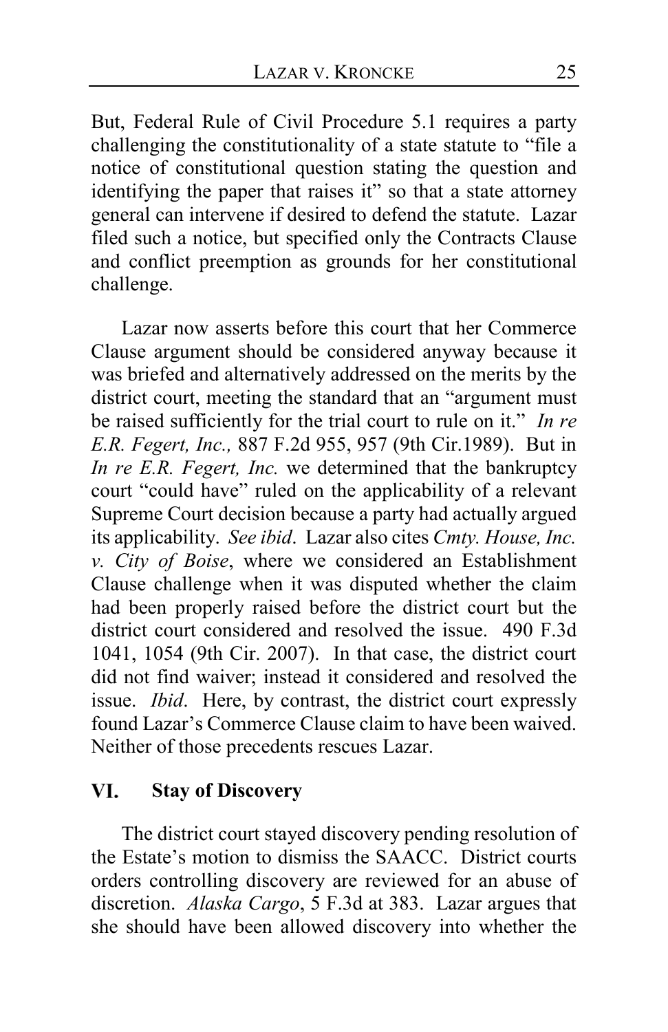But, Federal Rule of Civil Procedure 5.1 requires a party challenging the constitutionality of a state statute to "file a notice of constitutional question stating the question and identifying the paper that raises it" so that a state attorney general can intervene if desired to defend the statute. Lazar filed such a notice, but specified only the Contracts Clause and conflict preemption as grounds for her constitutional challenge.

Lazar now asserts before this court that her Commerce Clause argument should be considered anyway because it was briefed and alternatively addressed on the merits by the district court, meeting the standard that an "argument must be raised sufficiently for the trial court to rule on it." *In re E.R. Fegert, Inc.,* 887 F.2d 955, 957 (9th Cir.1989). But in *In re E.R. Fegert, Inc.* we determined that the bankruptcy court "could have" ruled on the applicability of a relevant Supreme Court decision because a party had actually argued its applicability. *See ibid*. Lazar also cites *Cmty. House, Inc. v. City of Boise*, where we considered an Establishment Clause challenge when it was disputed whether the claim had been properly raised before the district court but the district court considered and resolved the issue. 490 F.3d 1041, 1054 (9th Cir. 2007). In that case, the district court did not find waiver; instead it considered and resolved the issue. *Ibid*. Here, by contrast, the district court expressly found Lazar's Commerce Clause claim to have been waived. Neither of those precedents rescues Lazar.

## VI. Stay of Discovery

The district court stayed discovery pending resolution of the Estate's motion to dismiss the SAACC. District courts orders controlling discovery are reviewed for an abuse of discretion. *Alaska Cargo*, 5 F.3d at 383. Lazar argues that she should have been allowed discovery into whether the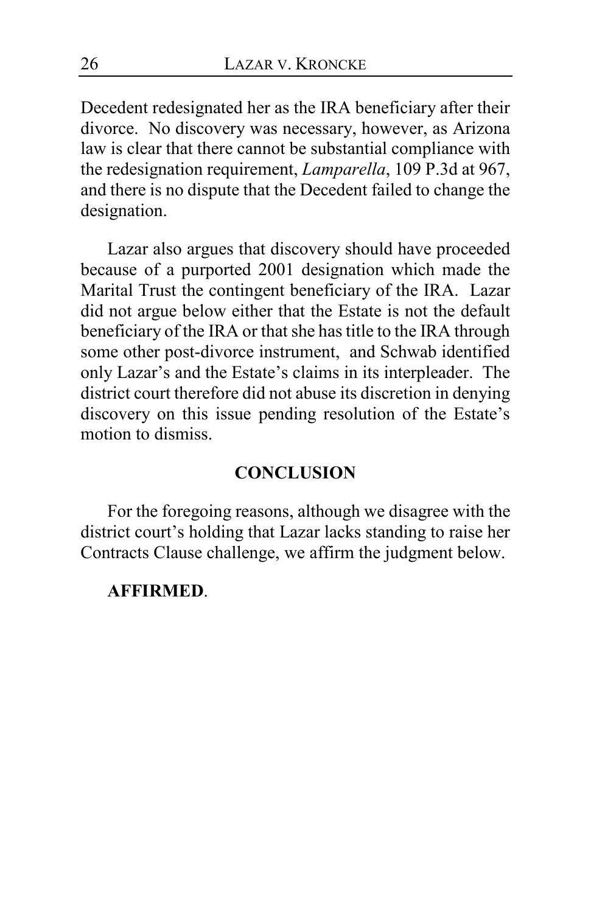Decedent redesignated her as the IRA beneficiary after their divorce. No discovery was necessary, however, as Arizona law is clear that there cannot be substantial compliance with the redesignation requirement, *Lamparella*, 109 P.3d at 967, and there is no dispute that the Decedent failed to change the designation.

Lazar also argues that discovery should have proceeded because of a purported 2001 designation which made the Marital Trust the contingent beneficiary of the IRA. Lazar did not argue below either that the Estate is not the default beneficiary of the IRA or that she has title to the IRA through some other post-divorce instrument, and Schwab identified only Lazar's and the Estate's claims in its interpleader. The district court therefore did not abuse its discretion in denying discovery on this issue pending resolution of the Estate's motion to dismiss.

## CONCLUSION

For the foregoing reasons, although we disagree with the district court's holding that Lazar lacks standing to raise her Contracts Clause challenge, we affirm the judgment below.

**AFFIRMED**.